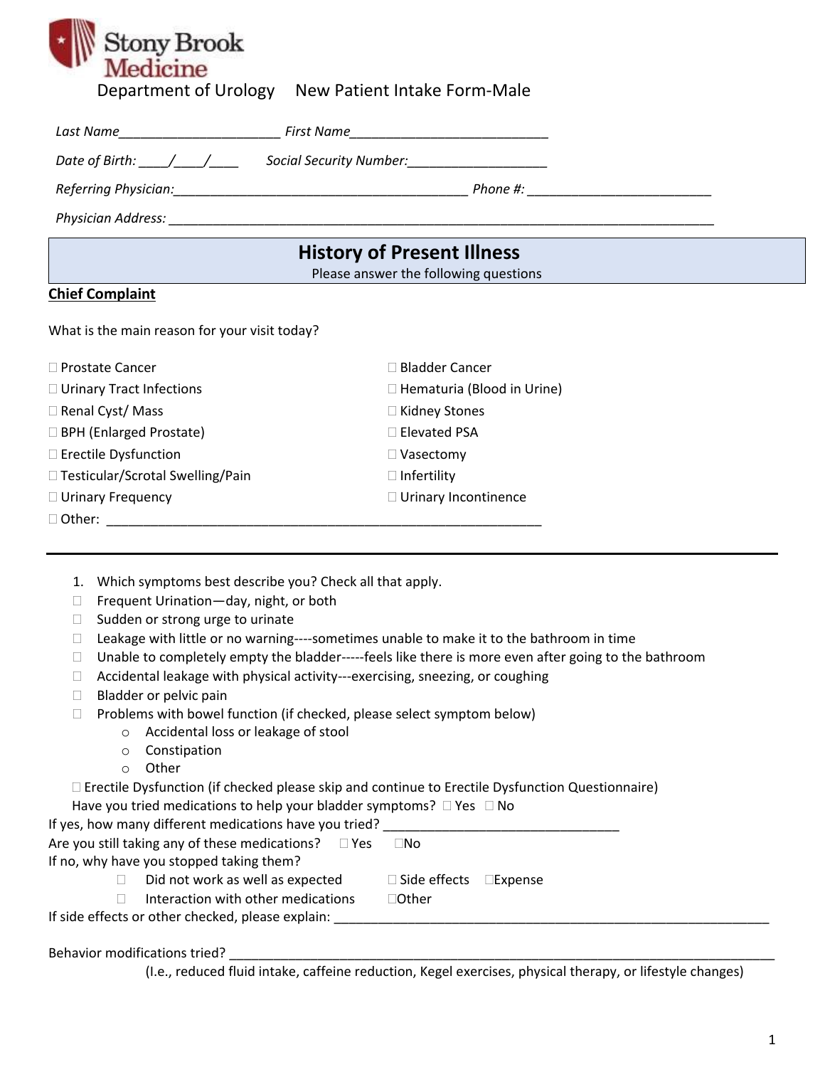Stony Brook Medicine

# Department of Urology New Patient Intake Form-Male

*Last Name______________________ First Name___________________________*

*Date of Birth: ____/____/____ Social Security Number:___________________*

*Referring Physician:________________________________________ Phone #: _________________________*

*Physician Address: ___________________________________________________________________________*

## History of Present Illness

Please answer the following questions

**Chief Complaint**

What is the main reason for your visit today?

- ☐ Prostate Cancer
- ☐ Bladder Cancer
- ☐ Urinary Tract Infections
- ☐ Hematuria (Blood in Urine)
- ☐ Renal Cyst/ Mass
- ☐ Kidney Stones
- ☐ BPH (Enlarged Prostate)
- ☐ Elevated PSA
- ☐ Erectile Dysfunction
- ☐ Vasectomy
- ☐ Testicular/Scrotal Swelling/Pain
- ☐ Infertility
- ☐ Urinary Frequency
- ☐ Urinary Incontinence
- ☐ Other: ____________________________________________________________

---

1. Which symptoms best describe you? Check all that apply.
   - ☐ Frequent Urination—day, night, or both
   - ☐ Sudden or strong urge to urinate
   - ☐ Leakage with little or no warning----sometimes unable to make it to the bathroom in time
   - ☐ Unable to completely empty the bladder-----feels like there is more even after going to the bathroom
   - ☐ Accidental leakage with physical activity---exercising, sneezing, or coughing
   - ☐ Bladder or pelvic pain
   - ☐ Problems with bowel function (if checked, please select symptom below)
     - Accidental loss or leakage of stool
     - Constipation
     - Other

   ☐ Erectile Dysfunction (if checked please skip and continue to Erectile Dysfunction Questionnaire)

   Have you tried medications to help your bladder symptoms? ☐ Yes ☐ No

If yes, how many different medications have you tried? ________________________________

Are you still taking any of these medications? ☐ Yes ☐ No

If no, why have you stopped taking them?

- ☐ Did not work as well as expected
- ☐ Side effects
- ☐ Expense
- ☐ Interaction with other medications
- ☐ Other

If side effects or other checked, please explain: ______________________________________________________________

Behavior modifications tried? ______________________________________________________________________________

(I.e., reduced fluid intake, caffeine reduction, Kegel exercises, physical therapy, or lifestyle changes)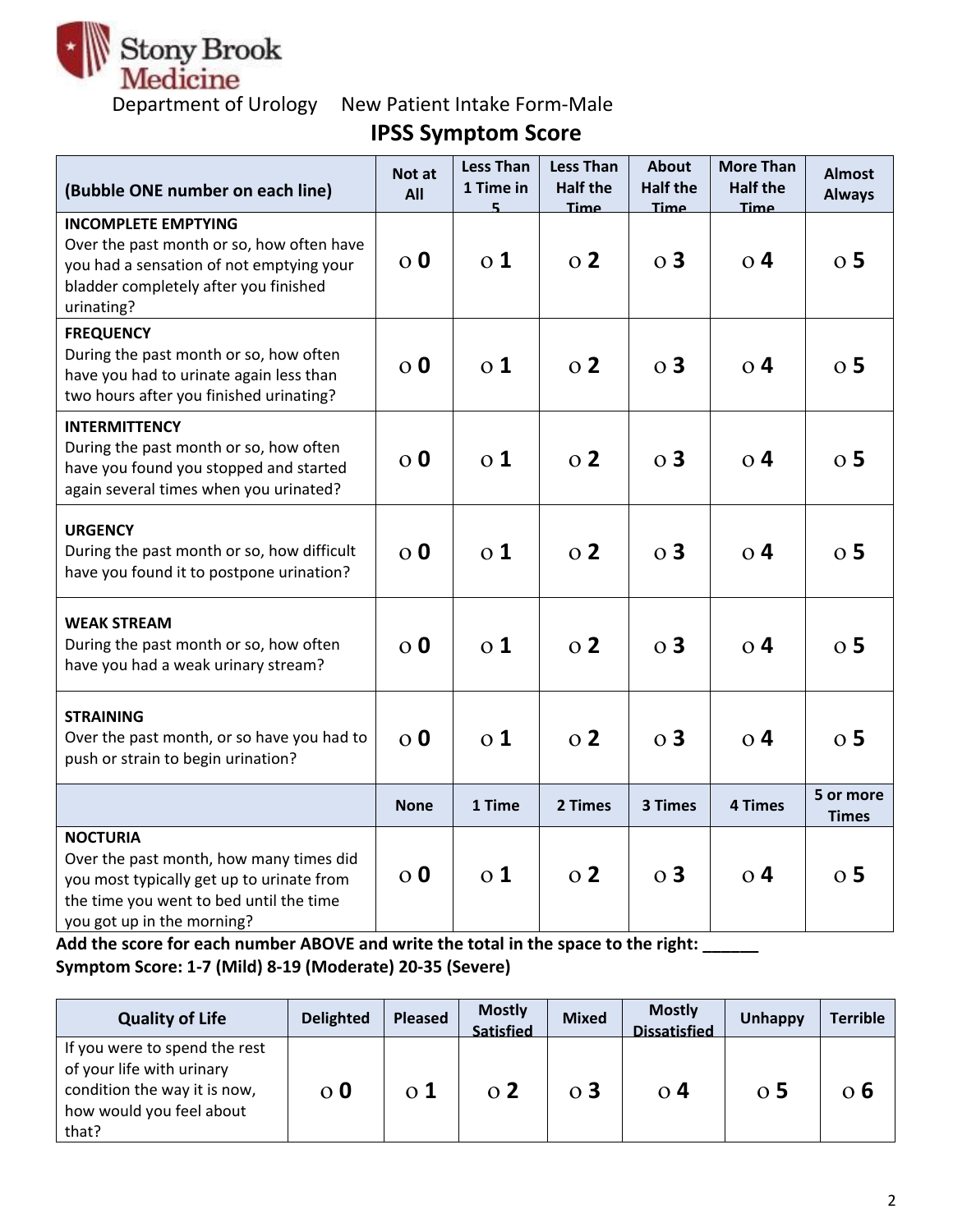Stony Brook Medicine

Department of Urology New Patient Intake Form-Male

## IPSS Symptom Score

| (Bubble ONE number on each line) | Not at All | Less Than 1 Time in 5 | Less Than Half the Time | About Half the Time | More Than Half the Time | Almost Always |
|---|---|---|---|---|---|---|
| **INCOMPLETE EMPTYING** Over the past month or so, how often have you had a sensation of not emptying your bladder completely after you finished urinating? | o **0** | o **1** | o **2** | o **3** | o **4** | o **5** |
| **FREQUENCY** During the past month or so, how often have you had to urinate again less than two hours after you finished urinating? | o **0** | o **1** | o **2** | o **3** | o **4** | o **5** |
| **INTERMITTENCY** During the past month or so, how often have you found you stopped and started again several times when you urinated? | o **0** | o **1** | o **2** | o **3** | o **4** | o **5** |
| **URGENCY** During the past month or so, how difficult have you found it to postpone urination? | o **0** | o **1** | o **2** | o **3** | o **4** | o **5** |
| **WEAK STREAM** During the past month or so, how often have you had a weak urinary stream? | o **0** | o **1** | o **2** | o **3** | o **4** | o **5** |
| **STRAINING** Over the past month, or so have you had to push or strain to begin urination? | o **0** | o **1** | o **2** | o **3** | o **4** | o **5** |
| | **None** | **1 Time** | **2 Times** | **3 Times** | **4 Times** | **5 or more Times** |
| **NOCTURIA** Over the past month, how many times did you most typically get up to urinate from the time you went to bed until the time you got up in the morning? | o **0** | o **1** | o **2** | o **3** | o **4** | o **5** |

**Add the score for each number ABOVE and write the total in the space to the right: ______**
**Symptom Score: 1-7 (Mild) 8-19 (Moderate) 20-35 (Severe)**

| Quality of Life | Delighted | Pleased | Mostly Satisfied | Mixed | Mostly Dissatisfied | Unhappy | Terrible |
|---|---|---|---|---|---|---|---|
| If you were to spend the rest of your life with urinary condition the way it is now, how would you feel about that? | o **0** | o **1** | o **2** | o **3** | o **4** | o **5** | o **6** |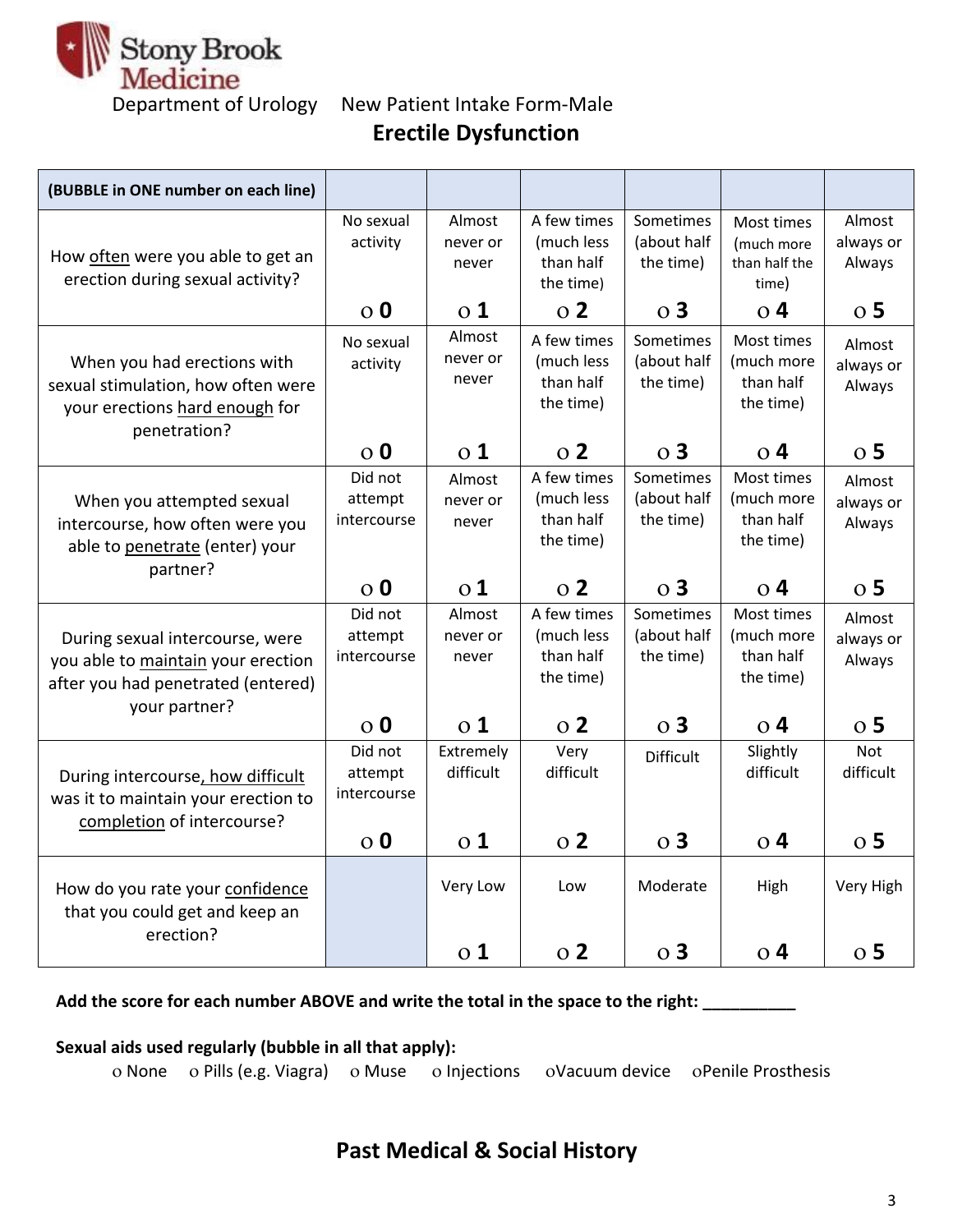Stony Brook Medicine

Department of Urology New Patient Intake Form-Male

## Erectile Dysfunction

| (BUBBLE in ONE number on each line) | | | | | | |
|---|---|---|---|---|---|---|
| How often were you able to get an erection during sexual activity? | No sexual activity o 0 | Almost never or never o 1 | A few times (much less than half the time) o 2 | Sometimes (about half the time) o 3 | Most times (much more than half the time) o 4 | Almost always or Always o 5 |
| When you had erections with sexual stimulation, how often were your erections hard enough for penetration? | No sexual activity o 0 | Almost never or never o 1 | A few times (much less than half the time) o 2 | Sometimes (about half the time) o 3 | Most times (much more than half the time) o 4 | Almost always or Always o 5 |
| When you attempted sexual intercourse, how often were you able to penetrate (enter) your partner? | Did not attempt intercourse o 0 | Almost never or never o 1 | A few times (much less than half the time) o 2 | Sometimes (about half the time) o 3 | Most times (much more than half the time) o 4 | Almost always or Always o 5 |
| During sexual intercourse, were you able to maintain your erection after you had penetrated (entered) your partner? | Did not attempt intercourse o 0 | Almost never or never o 1 | A few times (much less than half the time) o 2 | Sometimes (about half the time) o 3 | Most times (much more than half the time) o 4 | Almost always or Always o 5 |
| During intercourse, how difficult was it to maintain your erection to completion of intercourse? | Did not attempt intercourse o 0 | Extremely difficult o 1 | Very difficult o 2 | Difficult o 3 | Slightly difficult o 4 | Not difficult o 5 |
| How do you rate your confidence that you could get and keep an erection? | | Very Low o 1 | Low o 2 | Moderate o 3 | High o 4 | Very High o 5 |

**Add the score for each number ABOVE and write the total in the space to the right: __________**

**Sexual aids used regularly (bubble in all that apply):**

o None  o Pills (e.g. Viagra)  o Muse  o Injections  o Vacuum device  o Penile Prosthesis

## Past Medical & Social History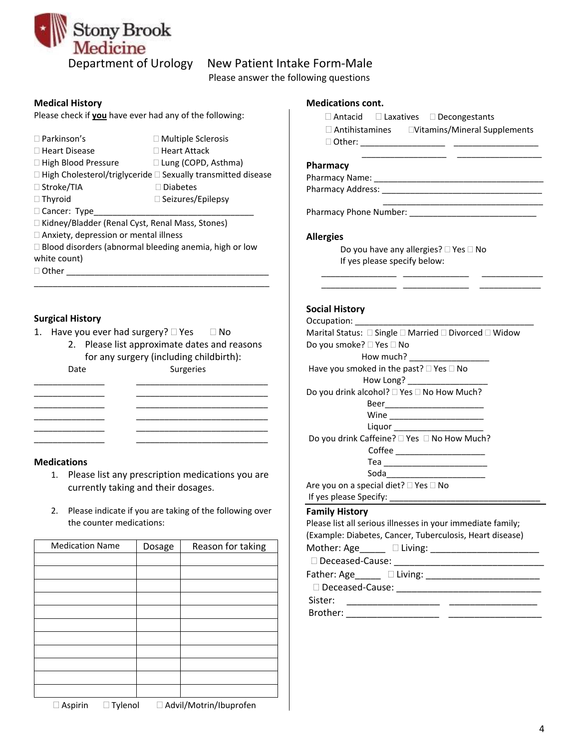Stony Brook Medicine

# Department of Urology New Patient Intake Form-Male

Please answer the following questions

## Medical History

Please check if **you** have ever had any of the following:

- ☐ Parkinson's
- ☐ Multiple Sclerosis
- ☐ Heart Disease
- ☐ Heart Attack
- ☐ High Blood Pressure
- ☐ Lung (COPD, Asthma)
- ☐ High Cholesterol/triglyceride
- ☐ Sexually transmitted disease
- ☐ Stroke/TIA
- ☐ Diabetes
- ☐ Thyroid
- ☐ Seizures/Epilepsy
- ☐ Cancer: Type___________________________________
- ☐ Kidney/Bladder (Renal Cyst, Renal Mass, Stones)
- ☐ Anxiety, depression or mental illness
- ☐ Blood disorders (abnormal bleeding anemia, high or low white count)
- ☐ Other ___________________________________________

_________________________________________________

## Surgical History

1. Have you ever had surgery? ☐ Yes ☐ No
   2. Please list approximate dates and reasons for any surgery (including childbirth):

| Date | Surgeries |
|---|---|
| | |
| | |
| | |
| | |
| | |
| | |

## Medications

1. Please list any prescription medications you are currently taking and their dosages.
2. Please indicate if you are taking of the following over the counter medications:

| Medication Name | Dosage | Reason for taking |
|---|---|---|
| | | |
| | | |
| | | |
| | | |
| | | |
| | | |
| | | |
| | | |
| | | |
| | | |
| | | |

☐ Aspirin ☐ Tylenol ☐ Advil/Motrin/Ibuprofen

## Medications cont.

☐ Antacid ☐ Laxatives ☐ Decongestants
☐ Antihistamines ☐Vitamins/Mineral Supplements
☐ Other: __________________ __________________
__________________ __________________

## Pharmacy

Pharmacy Name: _____________________________________
Pharmacy Address: __________________________________
__________________________________
Pharmacy Phone Number: ____________________________

## Allergies

Do you have any allergies? ☐ Yes ☐ No
If yes please specify below:

_______________ ______________ _____________
_______________ ______________ _____________

## Social History

Occupation: ______________________________________
Marital Status: ☐ Single ☐ Married ☐ Divorced ☐ Widow
Do you smoke? ☐ Yes ☐ No
How much? _________________
Have you smoked in the past? ☐ Yes ☐ No
How Long? _________________
Do you drink alcohol? ☐ Yes ☐ No How Much?
Beer______________________
Wine _____________________
Liquor ____________________
Do you drink Caffeine? ☐ Yes ☐ No How Much?
Coffee ___________________
Tea ______________________
Soda______________________
Are you on a special diet? ☐ Yes ☐ No
If yes please Specify: ________________________________

## Family History

Please list all serious illnesses in your immediate family;
(Example: Diabetes, Cancer, Tuberculosis, Heart disease)

Mother: Age_____ ☐ Living: ______________________
☐ Deceased-Cause: ______________________________
Father: Age_____ ☐ Living: ______________________
☐ Deceased-Cause: ______________________________
Sister: __________________ _________________
Brother: __________________ __________________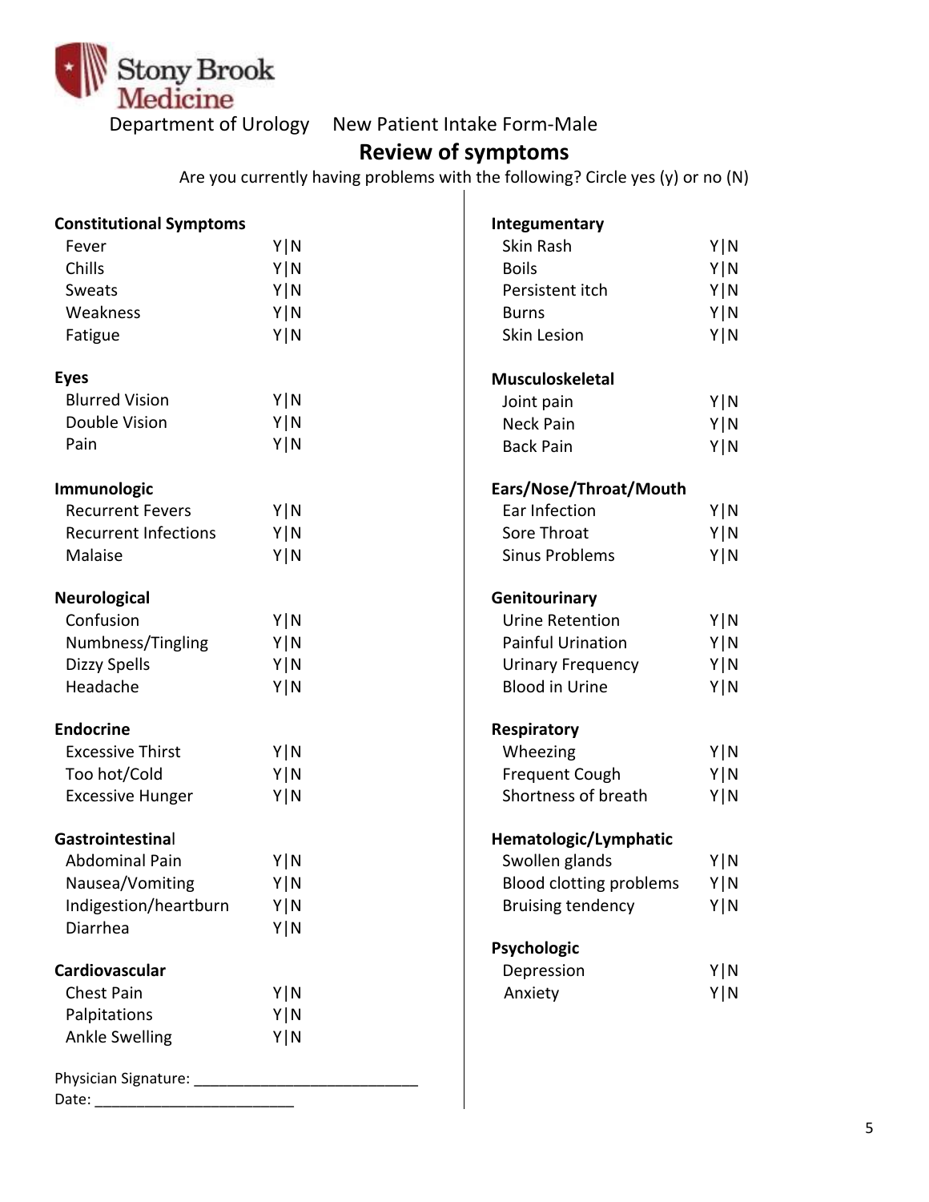Stony Brook Medicine

Department of Urology  New Patient Intake Form-Male

## Review of symptoms

Are you currently having problems with the following? Circle yes (y) or no (N)

**Constitutional Symptoms**

| | |
|---|---|
| Fever | Y\|N |
| Chills | Y\|N |
| Sweats | Y\|N |
| Weakness | Y\|N |
| Fatigue | Y\|N |

**Eyes**

| | |
|---|---|
| Blurred Vision | Y\|N |
| Double Vision | Y\|N |
| Pain | Y\|N |

**Immunologic**

| | |
|---|---|
| Recurrent Fevers | Y\|N |
| Recurrent Infections | Y\|N |
| Malaise | Y\|N |

**Neurological**

| | |
|---|---|
| Confusion | Y\|N |
| Numbness/Tingling | Y\|N |
| Dizzy Spells | Y\|N |
| Headache | Y\|N |

**Endocrine**

| | |
|---|---|
| Excessive Thirst | Y\|N |
| Too hot/Cold | Y\|N |
| Excessive Hunger | Y\|N |

**Gastrointestinal**

| | |
|---|---|
| Abdominal Pain | Y\|N |
| Nausea/Vomiting | Y\|N |
| Indigestion/heartburn | Y\|N |
| Diarrhea | Y\|N |

**Cardiovascular**

| | |
|---|---|
| Chest Pain | Y\|N |
| Palpitations | Y\|N |
| Ankle Swelling | Y\|N |

Physician Signature: ___________________________

Date: ________________________

**Integumentary**

| | |
|---|---|
| Skin Rash | Y\|N |
| Boils | Y\|N |
| Persistent itch | Y\|N |
| Burns | Y\|N |
| Skin Lesion | Y\|N |

**Musculoskeletal**

| | |
|---|---|
| Joint pain | Y\|N |
| Neck Pain | Y\|N |
| Back Pain | Y\|N |

**Ears/Nose/Throat/Mouth**

| | |
|---|---|
| Ear Infection | Y\|N |
| Sore Throat | Y\|N |
| Sinus Problems | Y\|N |

**Genitourinary**

| | |
|---|---|
| Urine Retention | Y\|N |
| Painful Urination | Y\|N |
| Urinary Frequency | Y\|N |
| Blood in Urine | Y\|N |

**Respiratory**

| | |
|---|---|
| Wheezing | Y\|N |
| Frequent Cough | Y\|N |
| Shortness of breath | Y\|N |

**Hematologic/Lymphatic**

| | |
|---|---|
| Swollen glands | Y\|N |
| Blood clotting problems | Y\|N |
| Bruising tendency | Y\|N |

**Psychologic**

| | |
|---|---|
| Depression | Y\|N |
| Anxiety | Y\|N |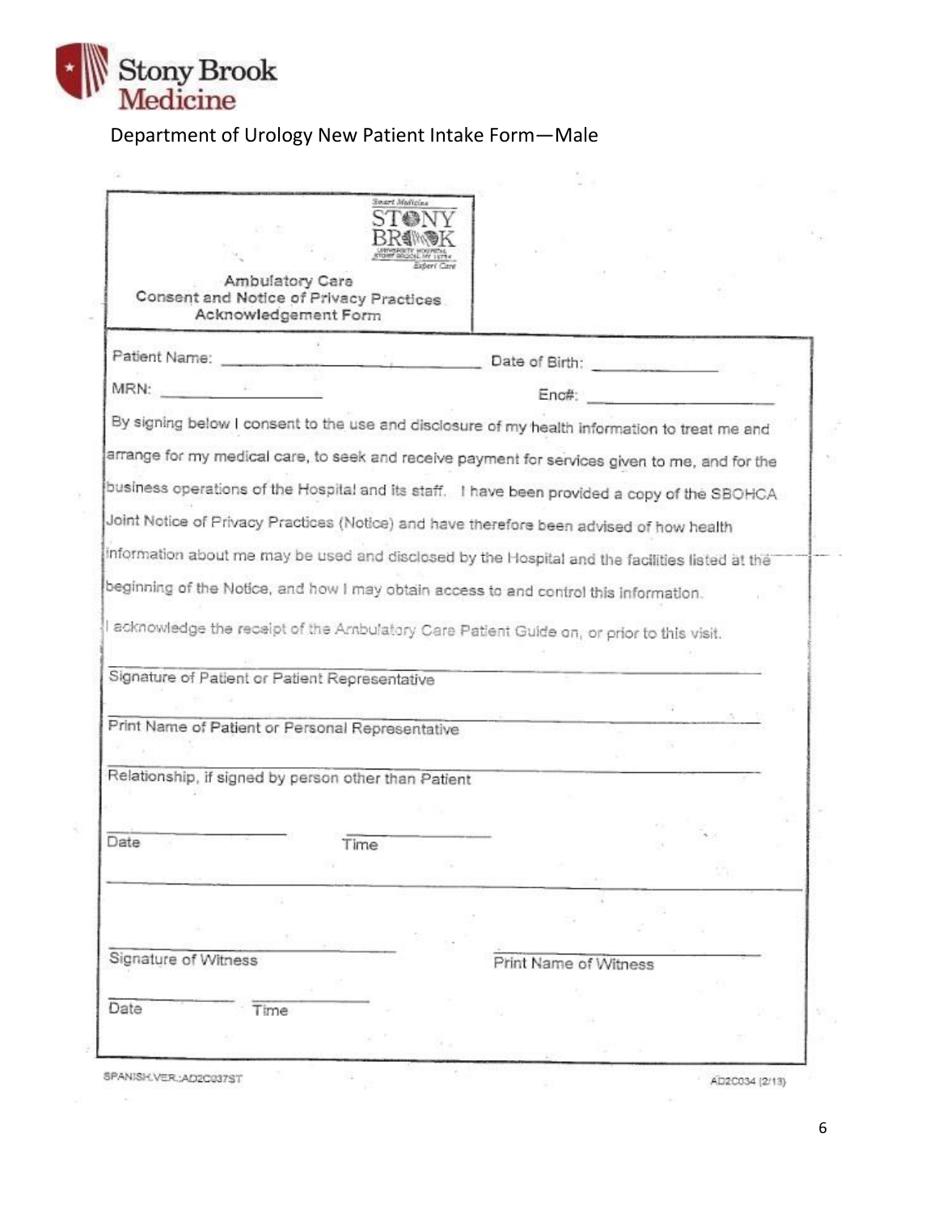Stony Brook Medicine

Department of Urology New Patient Intake Form—Male

Smart Medicine
STONY BROOK
UNIVERSITY HOSPITAL
STONY BROOK, NY 11794
Expert Care

## Ambulatory Care Consent and Notice of Privacy Practices Acknowledgement Form

Patient Name: ______________________________ Date of Birth: ______________

MRN: ____________________ Enc#: ____________________

By signing below I consent to the use and disclosure of my health information to treat me and arrange for my medical care, to seek and receive payment for services given to me, and for the business operations of the Hospital and its staff. I have been provided a copy of the SBOHCA Joint Notice of Privacy Practices (Notice) and have therefore been advised of how health information about me may be used and disclosed by the Hospital and the facilities listed at the beginning of the Notice, and how I may obtain access to and control this information.

I acknowledge the receipt of the Ambulatory Care Patient Guide on, or prior to this visit.

______________________________________________
Signature of Patient or Patient Representative

______________________________________________
Print Name of Patient or Personal Representative

______________________________________________
Relationship, if signed by person other than Patient

______________________ ______________________
Date Time

______________________________ ______________________________
Signature of Witness Print Name of Witness

______________________ ______________________
Date Time

SPANISH VER.:AD2C037ST

AD2C034 (2/13)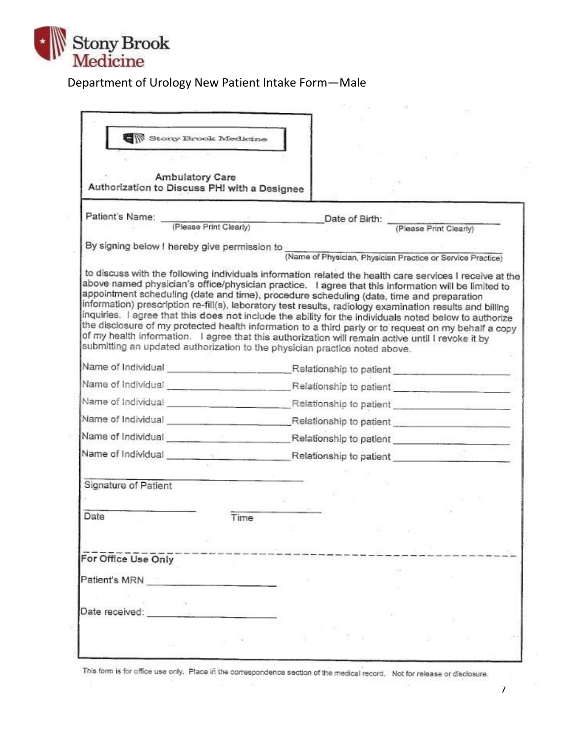Stony Brook Medicine

Department of Urology New Patient Intake Form—Male

Stony Brook Medicine

**Ambulatory Care**
**Authorization to Discuss PHI with a Designee**

Patient's Name: ______________________________ Date of Birth: ____________________
(Please Print Clearly) (Please Print Clearly)

By signing below I hereby give permission to ____________________________________
(Name of Physician, Physician Practice or Service Practice)

to discuss with the following individuals information related the health care services I receive at the above-named physician's office/physician practice. I agree that this information will be limited to appointment scheduling (date and time), procedure scheduling (date, time and preparation information) prescription re-fill(s), laboratory test results, radiology examination results and billing inquiries. I agree that this does **not** include the ability for the individuals noted below to authorize the disclosure of my protected health information to a third party or to request on my behalf a copy of my health information. I agree that this authorization will remain active until I revoke it by submitting an updated authorization to the physician practice noted above.

Name of Individual ______________________ Relationship to patient ____________________

Name of Individual ______________________ Relationship to patient ____________________

Name of Individual ______________________ Relationship to patient ____________________

Name of Individual ______________________ Relationship to patient ____________________

Name of Individual ______________________ Relationship to patient ____________________

Name of Individual ______________________ Relationship to patient ____________________

______________________________
Signature of Patient

____________________ ____________________
Date Time

---

**For Office Use Only**

Patient's MRN ____________________

Date received: ____________________

This form is for office use only. Place in the correspondence section of the medical record. Not for release or disclosure.